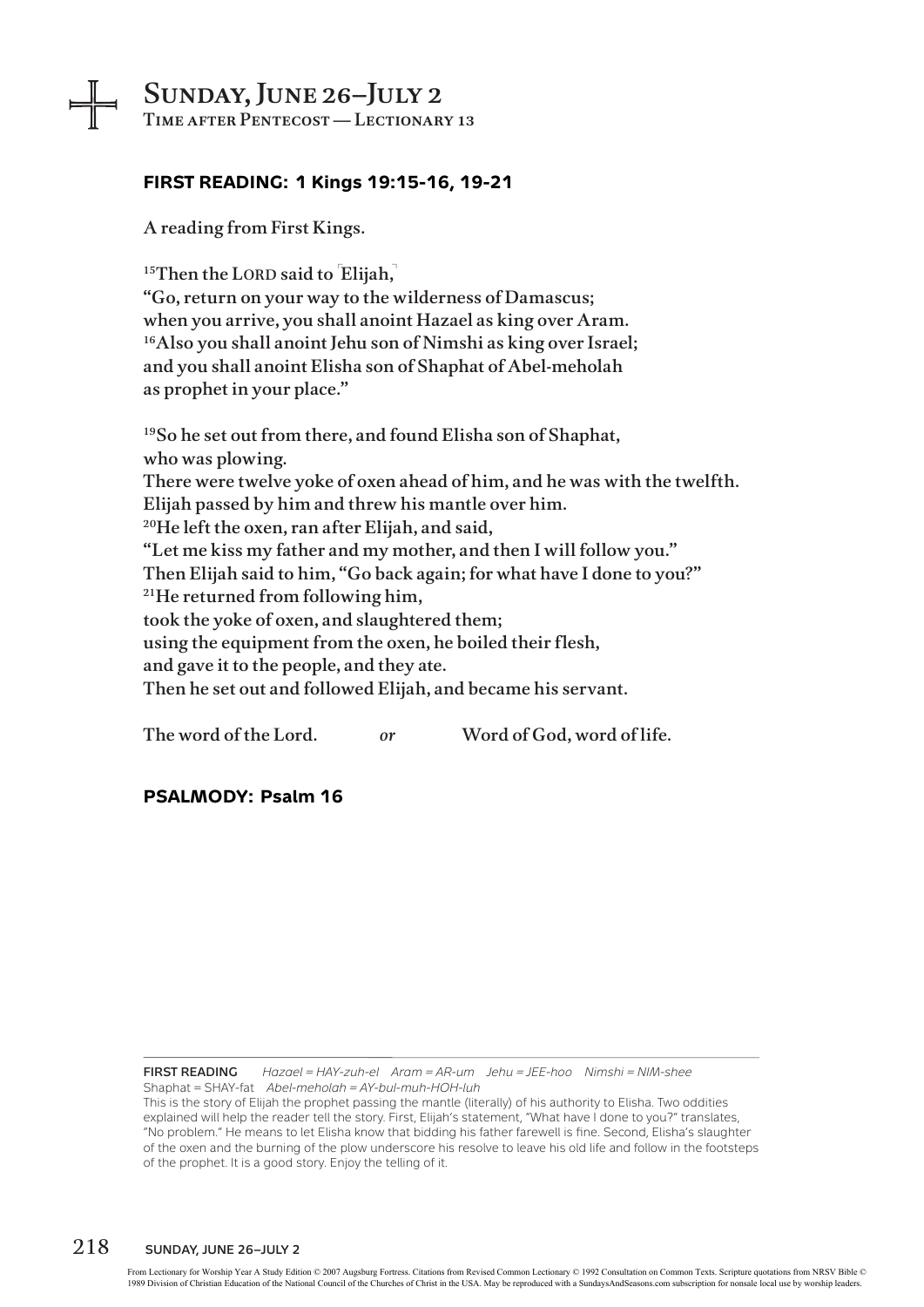# Sunday, June 26–July 2

Time after Pentecost — Lectionary 13

## FIRST READING: 1 Kings 19:15-16, 19-21

A reading from First Kings.

[15]Then the LORD said to ⌈Elijah,⌉
"Go, return on your way to the wilderness of Damascus;
when you arrive, you shall anoint Hazael as king over Aram.
[16]Also you shall anoint Jehu son of Nimshi as king over Israel;
and you shall anoint Elisha son of Shaphat of Abel-meholah
as prophet in your place."

[19]So he set out from there, and found Elisha son of Shaphat,
who was plowing.
There were twelve yoke of oxen ahead of him, and he was with the twelfth.
Elijah passed by him and threw his mantle over him.
[20]He left the oxen, ran after Elijah, and said,
"Let me kiss my father and my mother, and then I will follow you."
Then Elijah said to him, "Go back again; for what have I done to you?"
[21]He returned from following him,
took the yoke of oxen, and slaughtered them;
using the equipment from the oxen, he boiled their flesh,
and gave it to the people, and they ate.
Then he set out and followed Elijah, and became his servant.

The word of the Lord. *or* Word of God, word of life.

## PSALMODY: Psalm 16

---

**FIRST READING** *Hazael = HAY-zuh-el Aram = AR-um Jehu = JEE-hoo Nimshi = NIM-shee* Shaphat = SHAY-fat *Abel-meholah = AY-bul-muh-HOH-luh*

This is the story of Elijah the prophet passing the mantle (literally) of his authority to Elisha. Two oddities explained will help the reader tell the story. First, Elijah's statement, "What have I done to you?" translates, "No problem." He means to let Elisha know that bidding his father farewell is fine. Second, Elisha's slaughter of the oxen and the burning of the plow underscore his resolve to leave his old life and follow in the footsteps of the prophet. It is a good story. Enjoy the telling of it.

From Lectionary for Worship Year A Study Edition © 2007 Augsburg Fortress. Citations from Revised Common Lectionary © 1992 Consultation on Common Texts. Scripture quotations from NRSV Bible © 1989 Division of Christian Education of the National Council of the Churches of Christ in the USA. May be reproduced with a SundaysAndSeasons.com subscription for nonsale local use by worship leaders.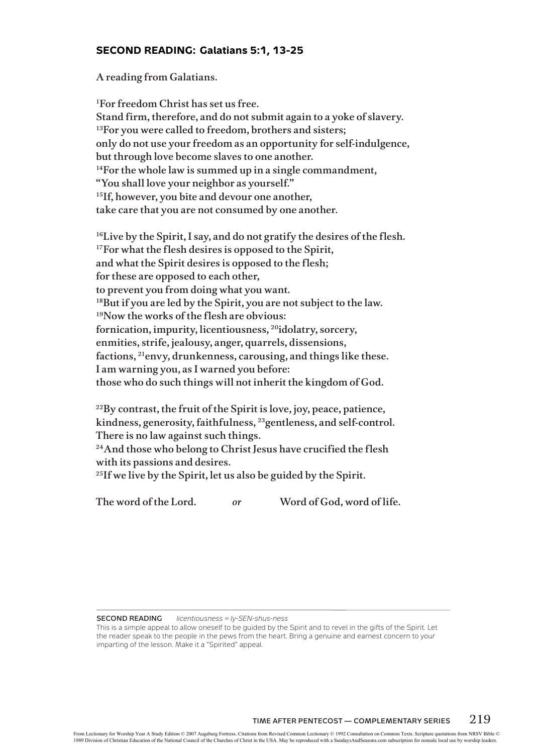### SECOND READING: Galatians 5:1, 13-25

A reading from Galatians.

[1]For freedom Christ has set us free.
Stand firm, therefore, and do not submit again to a yoke of slavery.
[13]For you were called to freedom, brothers and sisters;
only do not use your freedom as an opportunity for self-indulgence,
but through love become slaves to one another.
[14]For the whole law is summed up in a single commandment,
"You shall love your neighbor as yourself."
[15]If, however, you bite and devour one another,
take care that you are not consumed by one another.

[16]Live by the Spirit, I say, and do not gratify the desires of the flesh.
[17]For what the flesh desires is opposed to the Spirit,
and what the Spirit desires is opposed to the flesh;
for these are opposed to each other,
to prevent you from doing what you want.
[18]But if you are led by the Spirit, you are not subject to the law.
[19]Now the works of the flesh are obvious:
fornication, impurity, licentiousness, [20]idolatry, sorcery,
enmities, strife, jealousy, anger, quarrels, dissensions,
factions, [21]envy, drunkenness, carousing, and things like these.
I am warning you, as I warned you before:
those who do such things will not inherit the kingdom of God.

[22]By contrast, the fruit of the Spirit is love, joy, peace, patience,
kindness, generosity, faithfulness, [23]gentleness, and self-control.
There is no law against such things.
[24]And those who belong to Christ Jesus have crucified the flesh
with its passions and desires.
[25]If we live by the Spirit, let us also be guided by the Spirit.

The word of the Lord. *or* Word of God, word of life.

---

**SECOND READING** *licentiousness = ly-SEN-shus-ness*

This is a simple appeal to allow oneself to be guided by the Spirit and to revel in the gifts of the Spirit. Let the reader speak to the people in the pews from the heart. Bring a genuine and earnest concern to your imparting of the lesson. Make it a "Spirited" appeal.

From Lectionary for Worship Year A Study Edition © 2007 Augsburg Fortress. Citations from Revised Common Lectionary © 1992 Consultation on Common Texts. Scripture quotations from NRSV Bible © 1989 Division of Christian Education of the National Council of the Churches of Christ in the USA. May be reproduced with a SundaysAndSeasons.com subscription for nonsale local use by worship leaders.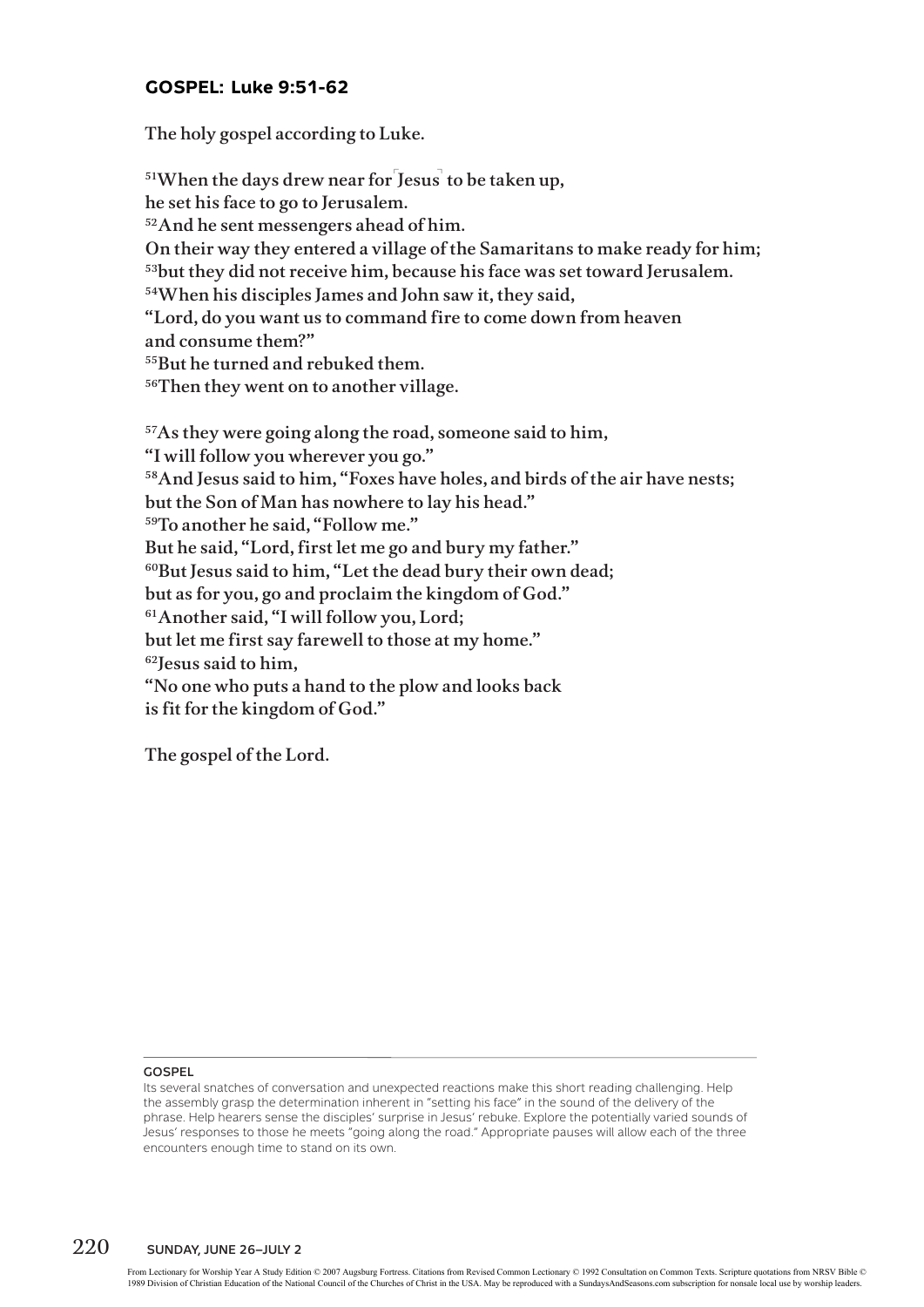### GOSPEL: Luke 9:51-62

The holy gospel according to Luke.

[51]When the days drew near for ⌜Jesus⌝ to be taken up,
he set his face to go to Jerusalem.
[52]And he sent messengers ahead of him.
On their way they entered a village of the Samaritans to make ready for him;
[53]but they did not receive him, because his face was set toward Jerusalem.
[54]When his disciples James and John saw it, they said,
"Lord, do you want us to command fire to come down from heaven
and consume them?"
[55]But he turned and rebuked them.
[56]Then they went on to another village.

[57]As they were going along the road, someone said to him,
"I will follow you wherever you go."
[58]And Jesus said to him, "Foxes have holes, and birds of the air have nests;
but the Son of Man has nowhere to lay his head."
[59]To another he said, "Follow me."
But he said, "Lord, first let me go and bury my father."
[60]But Jesus said to him, "Let the dead bury their own dead;
but as for you, go and proclaim the kingdom of God."
[61]Another said, "I will follow you, Lord;
but let me first say farewell to those at my home."
[62]Jesus said to him,
"No one who puts a hand to the plow and looks back
is fit for the kingdom of God."

The gospel of the Lord.

---

GOSPEL

Its several snatches of conversation and unexpected reactions make this short reading challenging. Help the assembly grasp the determination inherent in "setting his face" in the sound of the delivery of the phrase. Help hearers sense the disciples' surprise in Jesus' rebuke. Explore the potentially varied sounds of Jesus' responses to those he meets "going along the road." Appropriate pauses will allow each of the three encounters enough time to stand on its own.

From Lectionary for Worship Year A Study Edition © 2007 Augsburg Fortress. Citations from Revised Common Lectionary © 1992 Consultation on Common Texts. Scripture quotations from NRSV Bible © 1989 Division of Christian Education of the National Council of the Churches of Christ in the USA. May be reproduced with a SundaysAndSeasons.com subscription for nonsale local use by worship leaders.